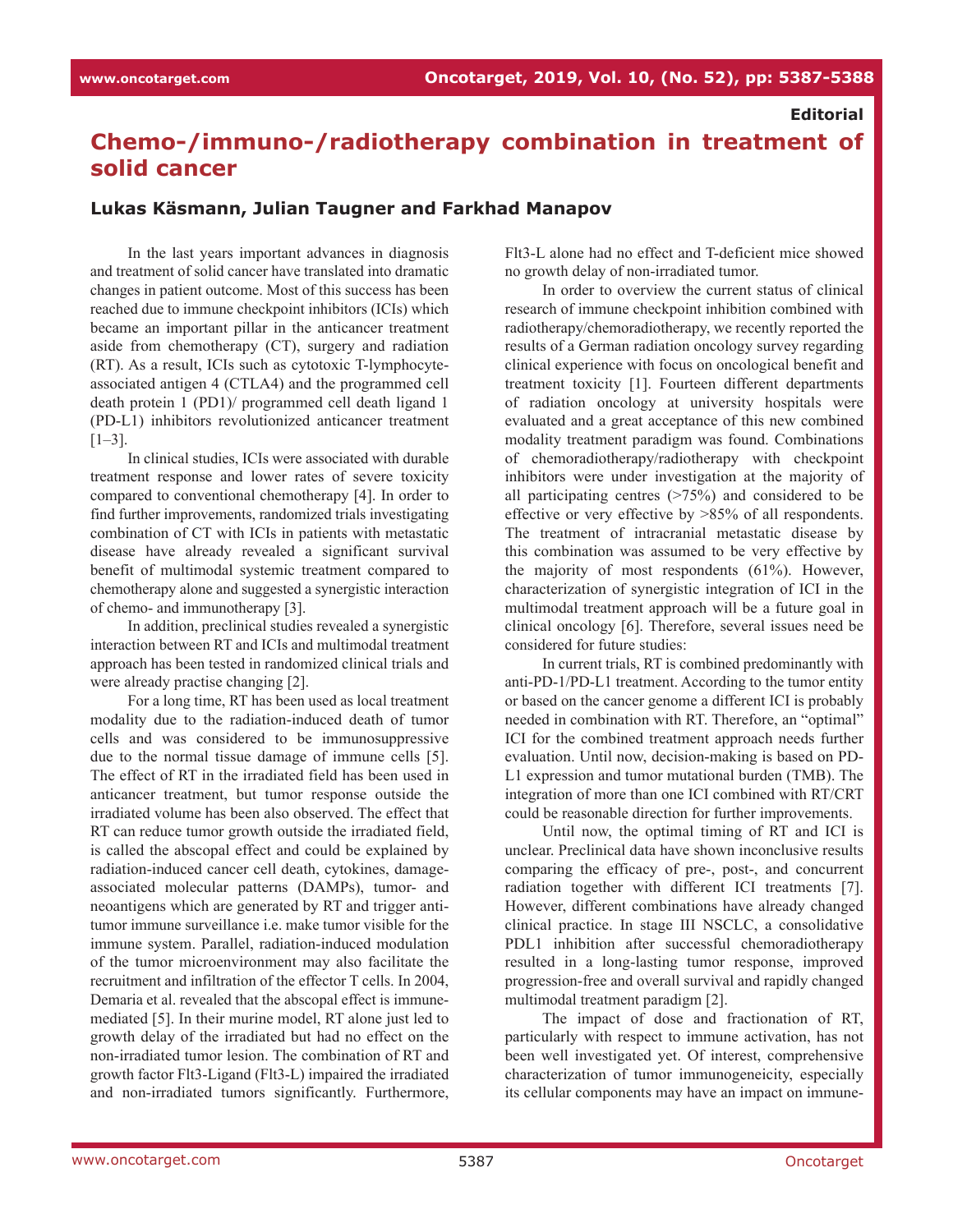**Editorial**

# Chemo-/immuno-/radiotherapy combination in treatment of solid cancer

## Lukas Käsmann, Julian Taugner and Farkhad Manapov

In the last years important advances in diagnosis and treatment of solid cancer have translated into dramatic changes in patient outcome. Most of this success has been reached due to immune checkpoint inhibitors (ICIs) which became an important pillar in the anticancer treatment aside from chemotherapy (CT), surgery and radiation (RT). As a result, ICIs such as cytotoxic T-lymphocyte-associated antigen 4 (CTLA4) and the programmed cell death protein 1 (PD1)/ programmed cell death ligand 1 (PD-L1) inhibitors revolutionized anticancer treatment [1–3].

In clinical studies, ICIs were associated with durable treatment response and lower rates of severe toxicity compared to conventional chemotherapy [4]. In order to find further improvements, randomized trials investigating combination of CT with ICIs in patients with metastatic disease have already revealed a significant survival benefit of multimodal systemic treatment compared to chemotherapy alone and suggested a synergistic interaction of chemo- and immunotherapy [3].

In addition, preclinical studies revealed a synergistic interaction between RT and ICIs and multimodal treatment approach has been tested in randomized clinical trials and were already practise changing [2].

For a long time, RT has been used as local treatment modality due to the radiation-induced death of tumor cells and was considered to be immunosuppressive due to the normal tissue damage of immune cells [5]. The effect of RT in the irradiated field has been used in anticancer treatment, but tumor response outside the irradiated volume has been also observed. The effect that RT can reduce tumor growth outside the irradiated field, is called the abscopal effect and could be explained by radiation-induced cancer cell death, cytokines, damage-associated molecular patterns (DAMPs), tumor- and neoantigens which are generated by RT and trigger anti-tumor immune surveillance i.e. make tumor visible for the immune system. Parallel, radiation-induced modulation of the tumor microenvironment may also facilitate the recruitment and infiltration of the effector T cells. In 2004, Demaria et al. revealed that the abscopal effect is immune-mediated [5]. In their murine model, RT alone just led to growth delay of the irradiated but had no effect on the non-irradiated tumor lesion. The combination of RT and growth factor Flt3-Ligand (Flt3-L) impaired the irradiated and non-irradiated tumors significantly. Furthermore, Flt3-L alone had no effect and T-deficient mice showed no growth delay of non-irradiated tumor.

In order to overview the current status of clinical research of immune checkpoint inhibition combined with radiotherapy/chemoradiotherapy, we recently reported the results of a German radiation oncology survey regarding clinical experience with focus on oncological benefit and treatment toxicity [1]. Fourteen different departments of radiation oncology at university hospitals were evaluated and a great acceptance of this new combined modality treatment paradigm was found. Combinations of chemoradiotherapy/radiotherapy with checkpoint inhibitors were under investigation at the majority of all participating centres (>75%) and considered to be effective or very effective by >85% of all respondents. The treatment of intracranial metastatic disease by this combination was assumed to be very effective by the majority of most respondents (61%). However, characterization of synergistic integration of ICI in the multimodal treatment approach will be a future goal in clinical oncology [6]. Therefore, several issues need be considered for future studies:

In current trials, RT is combined predominantly with anti-PD-1/PD-L1 treatment. According to the tumor entity or based on the cancer genome a different ICI is probably needed in combination with RT. Therefore, an "optimal" ICI for the combined treatment approach needs further evaluation. Until now, decision-making is based on PD-L1 expression and tumor mutational burden (TMB). The integration of more than one ICI combined with RT/CRT could be reasonable direction for further improvements.

Until now, the optimal timing of RT and ICI is unclear. Preclinical data have shown inconclusive results comparing the efficacy of pre-, post-, and concurrent radiation together with different ICI treatments [7]. However, different combinations have already changed clinical practice. In stage III NSCLC, a consolidative PDL1 inhibition after successful chemoradiotherapy resulted in a long-lasting tumor response, improved progression-free and overall survival and rapidly changed multimodal treatment paradigm [2].

The impact of dose and fractionation of RT, particularly with respect to immune activation, has not been well investigated yet. Of interest, comprehensive characterization of tumor immunogeneicity, especially its cellular components may have an impact on immune-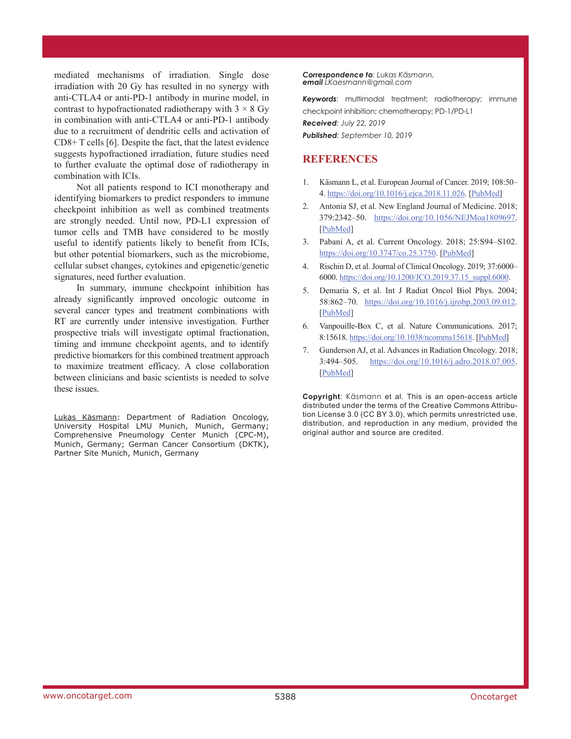mediated mechanisms of irradiation. Single dose irradiation with 20 Gy has resulted in no synergy with anti-CTLA4 or anti-PD-1 antibody in murine model, in contrast to hypofractionated radiotherapy with $3 \times 8$ Gy in combination with anti-CTLA4 or anti-PD-1 antibody due to a recruitment of dendritic cells and activation of CD8+ T cells [6]. Despite the fact, that the latest evidence suggests hypofractioned irradiation, future studies need to further evaluate the optimal dose of radiotherapy in combination with ICIs.

Not all patients respond to ICI monotherapy and identifying biomarkers to predict responders to immune checkpoint inhibition as well as combined treatments are strongly needed. Until now, PD-L1 expression of tumor cells and TMB have considered to be mostly useful to identify patients likely to benefit from ICIs, but other potential biomarkers, such as the microbiome, cellular subset changes, cytokines and epigenetic/genetic signatures, need further evaluation.

In summary, immune checkpoint inhibition has already significantly improved oncologic outcome in several cancer types and treatment combinations with RT are currently under intensive investigation. Further prospective trials will investigate optimal fractionation, timing and immune checkpoint agents, and to identify predictive biomarkers for this combined treatment approach to maximize treatment efficacy. A close collaboration between clinicians and basic scientists is needed to solve these issues.

Lukas Käsmann: Department of Radiation Oncology, University Hospital LMU Munich, Munich, Germany; Comprehensive Pneumology Center Munich (CPC-M), Munich, Germany; German Cancer Consortium (DKTK), Partner Site Munich, Munich, Germany

***Correspondence to**: Lukas Käsmann,*
***email** LKaesmann@gmail.com*

***Keywords**: multimodal treatment; radiotherapy; immune checkpoint inhibition; chemotherapy; PD-1/PD-L1*

***Received**: July 22, 2019*

***Published**: September 10, 2019*

## REFERENCES

1. Käsmann L, et al. European Journal of Cancer. 2019; 108:50–4. https://doi.org/10.1016/j.ejca.2018.11.026. [PubMed]
2. Antonia SJ, et al. New England Journal of Medicine. 2018; 379:2342–50. https://doi.org/10.1056/NEJMoa1809697. [PubMed]
3. Pabani A, et al. Current Oncology. 2018; 25:S94–S102. https://doi.org/10.3747/co.25.3750. [PubMed]
4. Rischin D, et al. Journal of Clinical Oncology. 2019; 37:6000–6000. https://doi.org/10.1200/JCO.2019.37.15_suppl.6000.
5. Demaria S, et al. Int J Radiat Oncol Biol Phys. 2004; 58:862–70. https://doi.org/10.1016/j.ijrobp.2003.09.012. [PubMed]
6. Vanpouille-Box C, et al. Nature Communications. 2017; 8:15618. https://doi.org/10.1038/ncomms15618. [PubMed]
7. Gunderson AJ, et al. Advances in Radiation Oncology. 2018; 3:494–505. https://doi.org/10.1016/j.adro.2018.07.005. [PubMed]

**Copyright**: Käsmann et al. This is an open-access article distributed under the terms of the Creative Commons Attribution License 3.0 (CC BY 3.0), which permits unrestricted use, distribution, and reproduction in any medium, provided the original author and source are credited.